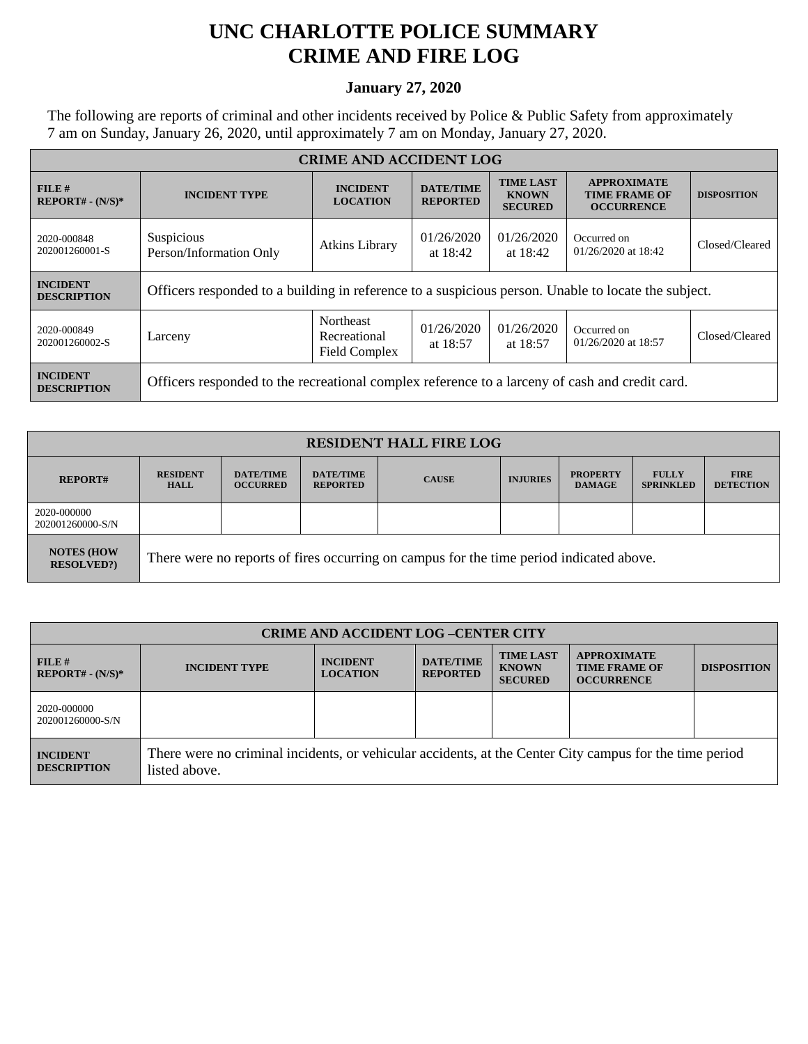# UNC CHARLOTTE POLICE SUMMARY
# CRIME AND FIRE LOG

**January 27, 2020**

The following are reports of criminal and other incidents received by Police & Public Safety from approximately 7 am on Sunday, January 26, 2020, until approximately 7 am on Monday, January 27, 2020.

| CRIME AND ACCIDENT LOG | | | | | | |
|---|---|---|---|---|---|---|
| **FILE # REPORT# - (N/S)*** | **INCIDENT TYPE** | **INCIDENT LOCATION** | **DATE/TIME REPORTED** | **TIME LAST KNOWN SECURED** | **APPROXIMATE TIME FRAME OF OCCURRENCE** | **DISPOSITION** |
| 2020-000848 202001260001-S | Suspicious Person/Information Only | Atkins Library | 01/26/2020 at 18:42 | 01/26/2020 at 18:42 | Occurred on 01/26/2020 at 18:42 | Closed/Cleared |
| **INCIDENT DESCRIPTION** | Officers responded to a building in reference to a suspicious person. Unable to locate the subject. | | | | | |
| 2020-000849 202001260002-S | Larceny | Northeast Recreational Field Complex | 01/26/2020 at 18:57 | 01/26/2020 at 18:57 | Occurred on 01/26/2020 at 18:57 | Closed/Cleared |
| **INCIDENT DESCRIPTION** | Officers responded to the recreational complex reference to a larceny of cash and credit card. | | | | | |

| RESIDENT HALL FIRE LOG | | | | | | | | |
|---|---|---|---|---|---|---|---|---|
| **REPORT#** | **RESIDENT HALL** | **DATE/TIME OCCURRED** | **DATE/TIME REPORTED** | **CAUSE** | **INJURIES** | **PROPERTY DAMAGE** | **FULLY SPRINKLED** | **FIRE DETECTION** |
| 2020-000000 202001260000-S/N | | | | | | | | |
| **NOTES (HOW RESOLVED?)** | There were no reports of fires occurring on campus for the time period indicated above. | | | | | | | |

| CRIME AND ACCIDENT LOG –CENTER CITY | | | | | | |
|---|---|---|---|---|---|---|
| **FILE # REPORT# - (N/S)*** | **INCIDENT TYPE** | **INCIDENT LOCATION** | **DATE/TIME REPORTED** | **TIME LAST KNOWN SECURED** | **APPROXIMATE TIME FRAME OF OCCURRENCE** | **DISPOSITION** |
| 2020-000000 202001260000-S/N | | | | | | |
| **INCIDENT DESCRIPTION** | There were no criminal incidents, or vehicular accidents, at the Center City campus for the time period listed above. | | | | | |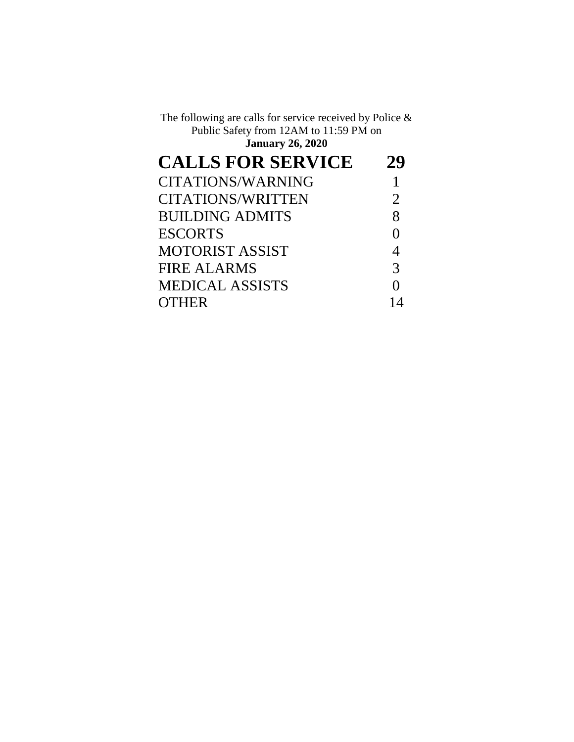The following are calls for service received by Police & Public Safety from 12AM to 11:59 PM on

**January 26, 2020**

| | |
|---|---|
| **CALLS FOR SERVICE** | **29** |
| CITATIONS/WARNING | 1 |
| CITATIONS/WRITTEN | 2 |
| BUILDING ADMITS | 8 |
| ESCORTS | 0 |
| MOTORIST ASSIST | 4 |
| FIRE ALARMS | 3 |
| MEDICAL ASSISTS | 0 |
| OTHER | 14 |